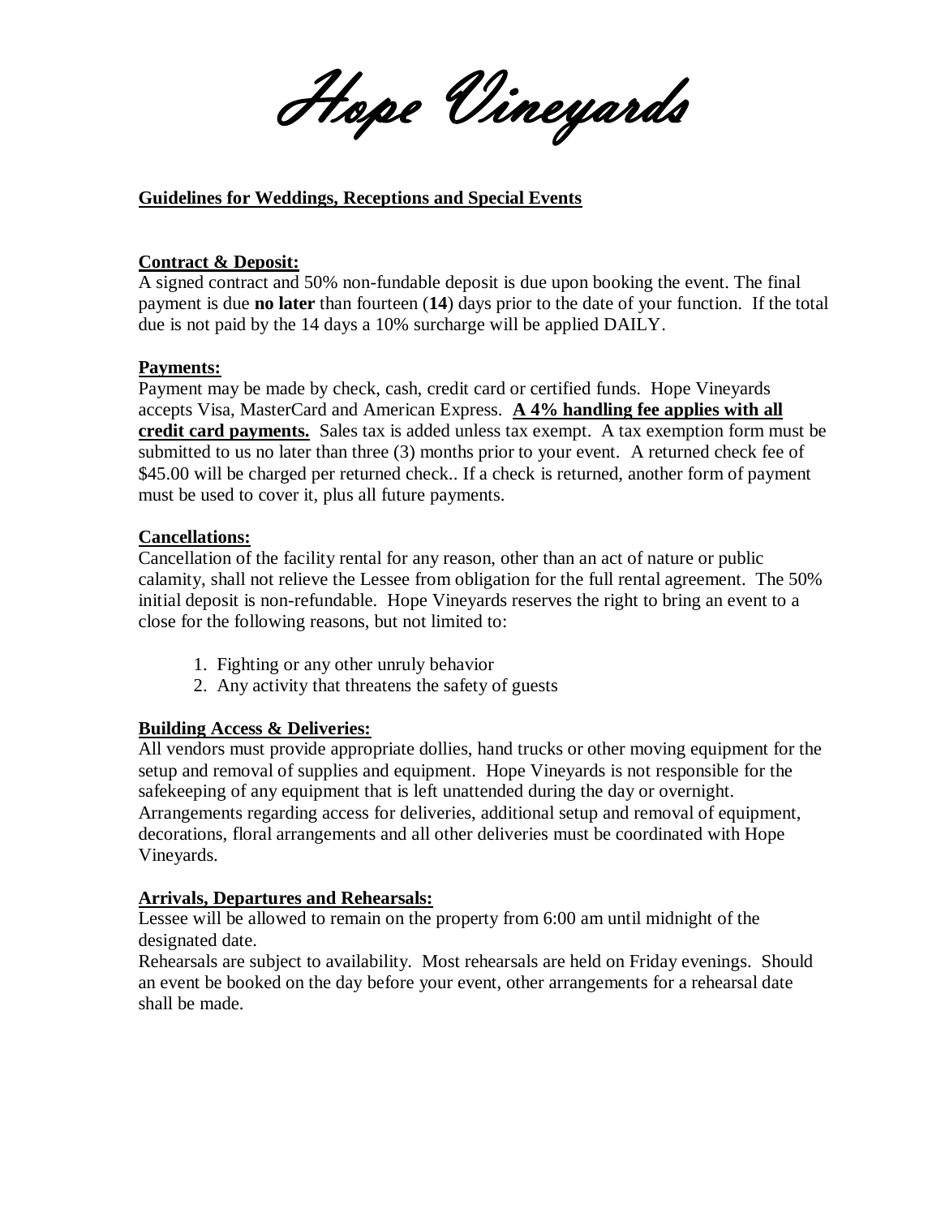# Hope Vineyards

**Guidelines for Weddings, Receptions and Special Events**

**Contract & Deposit:**
A signed contract and 50% non-fundable deposit is due upon booking the event. The final payment is due **no later** than fourteen (**14**) days prior to the date of your function. If the total due is not paid by the 14 days a 10% surcharge will be applied DAILY.

**Payments:**
Payment may be made by check, cash, credit card or certified funds. Hope Vineyards accepts Visa, MasterCard and American Express. **A 4% handling fee applies with all credit card payments.** Sales tax is added unless tax exempt. A tax exemption form must be submitted to us no later than three (3) months prior to your event. A returned check fee of $45.00 will be charged per returned check.. If a check is returned, another form of payment must be used to cover it, plus all future payments.

**Cancellations:**
Cancellation of the facility rental for any reason, other than an act of nature or public calamity, shall not relieve the Lessee from obligation for the full rental agreement. The 50% initial deposit is non-refundable. Hope Vineyards reserves the right to bring an event to a close for the following reasons, but not limited to:

1. Fighting or any other unruly behavior
2. Any activity that threatens the safety of guests

**Building Access & Deliveries:**
All vendors must provide appropriate dollies, hand trucks or other moving equipment for the setup and removal of supplies and equipment. Hope Vineyards is not responsible for the safekeeping of any equipment that is left unattended during the day or overnight. Arrangements regarding access for deliveries, additional setup and removal of equipment, decorations, floral arrangements and all other deliveries must be coordinated with Hope Vineyards.

**Arrivals, Departures and Rehearsals:**
Lessee will be allowed to remain on the property from 6:00 am until midnight of the designated date.
Rehearsals are subject to availability. Most rehearsals are held on Friday evenings. Should an event be booked on the day before your event, other arrangements for a rehearsal date shall be made.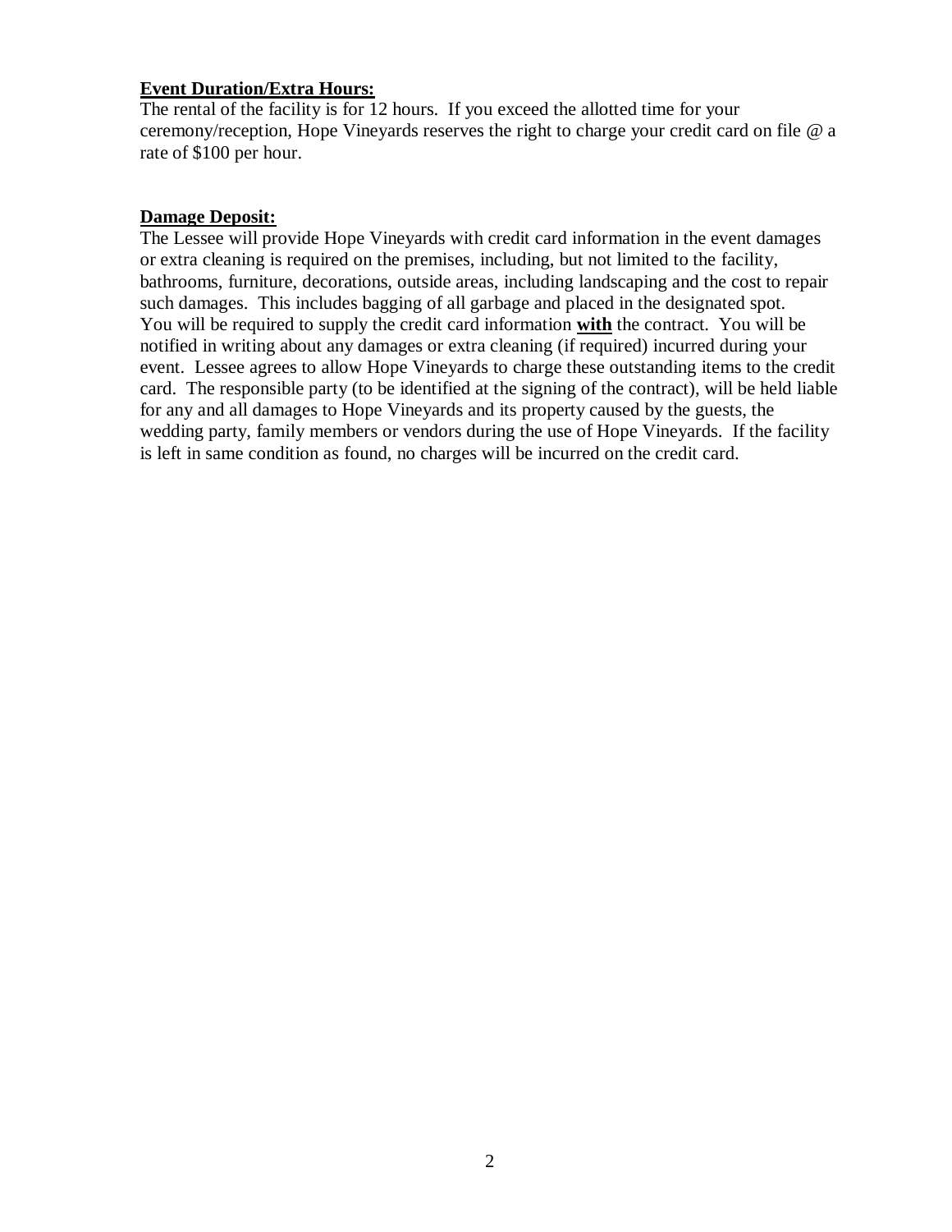**Event Duration/Extra Hours:**

The rental of the facility is for 12 hours. If you exceed the allotted time for your ceremony/reception, Hope Vineyards reserves the right to charge your credit card on file @ a rate of $100 per hour.

**Damage Deposit:**

The Lessee will provide Hope Vineyards with credit card information in the event damages or extra cleaning is required on the premises, including, but not limited to the facility, bathrooms, furniture, decorations, outside areas, including landscaping and the cost to repair such damages. This includes bagging of all garbage and placed in the designated spot. You will be required to supply the credit card information **with** the contract. You will be notified in writing about any damages or extra cleaning (if required) incurred during your event. Lessee agrees to allow Hope Vineyards to charge these outstanding items to the credit card. The responsible party (to be identified at the signing of the contract), will be held liable for any and all damages to Hope Vineyards and its property caused by the guests, the wedding party, family members or vendors during the use of Hope Vineyards. If the facility is left in same condition as found, no charges will be incurred on the credit card.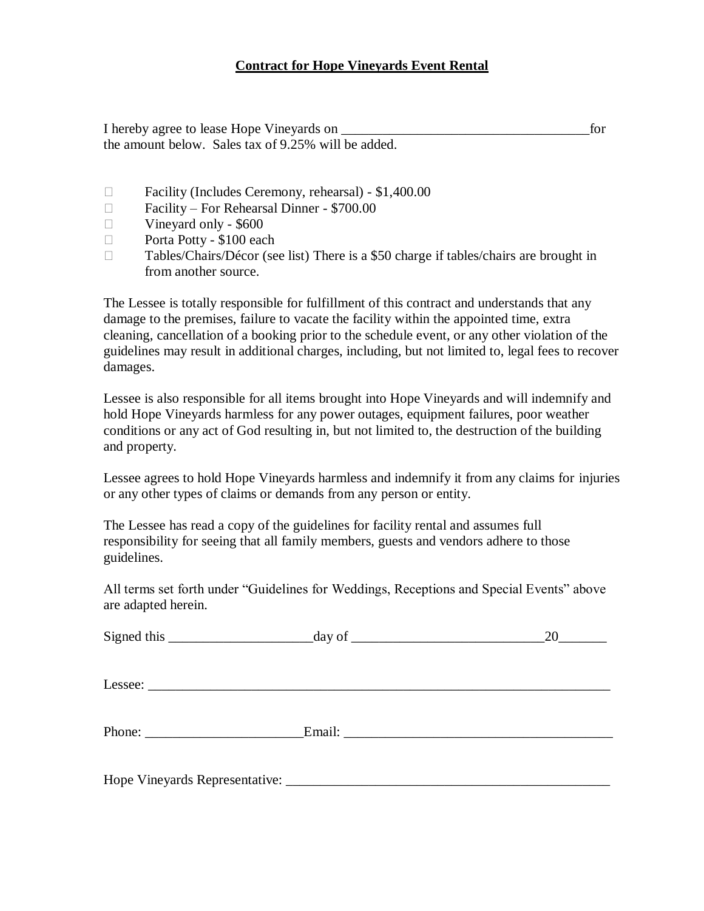# Contract for Hope Vineyards Event Rental

I hereby agree to lease Hope Vineyards on ____________________________________for the amount below. Sales tax of 9.25% will be added.

- ☐ Facility (Includes Ceremony, rehearsal) - $1,400.00
- ☐ Facility – For Rehearsal Dinner - $700.00
- ☐ Vineyard only - $600
- ☐ Porta Potty - $100 each
- ☐ Tables/Chairs/Décor (see list) There is a $50 charge if tables/chairs are brought in from another source.

The Lessee is totally responsible for fulfillment of this contract and understands that any damage to the premises, failure to vacate the facility within the appointed time, extra cleaning, cancellation of a booking prior to the schedule event, or any other violation of the guidelines may result in additional charges, including, but not limited to, legal fees to recover damages.

Lessee is also responsible for all items brought into Hope Vineyards and will indemnify and hold Hope Vineyards harmless for any power outages, equipment failures, poor weather conditions or any act of God resulting in, but not limited to, the destruction of the building and property.

Lessee agrees to hold Hope Vineyards harmless and indemnify it from any claims for injuries or any other types of claims or demands from any person or entity.

The Lessee has read a copy of the guidelines for facility rental and assumes full responsibility for seeing that all family members, guests and vendors adhere to those guidelines.

All terms set forth under "Guidelines for Weddings, Receptions and Special Events" above are adapted herein.

Signed this _____________________day of ____________________________20_______

Lessee: ______________________________________________________________________

Phone: _______________________Email: ________________________________________

Hope Vineyards Representative: __________________________________________________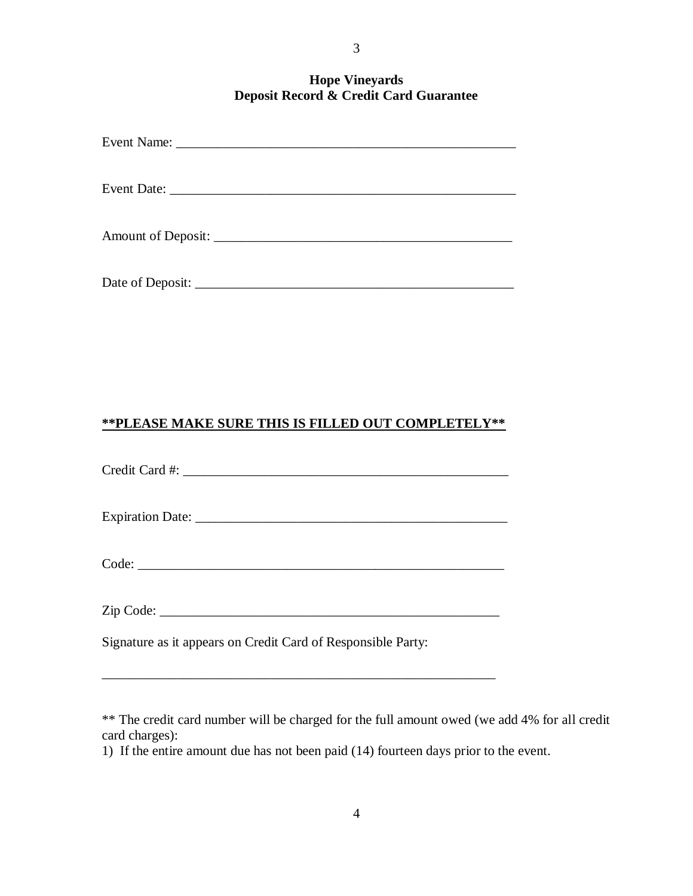**Hope Vineyards**
**Deposit Record & Credit Card Guarantee**

Event Name: ___________________________________________________

Event Date: ____________________________________________________

Amount of Deposit: ______________________________________________

Date of Deposit: ________________________________________________

**<u>**PLEASE MAKE SURE THIS IS FILLED OUT COMPLETELY**</u>**

Credit Card #: _________________________________________________

Expiration Date: ________________________________________________

Code: ________________________________________________________

Zip Code: _____________________________________________________

Signature as it appears on Credit Card of Responsible Party:

____________________________________________________________

** The credit card number will be charged for the full amount owed (we add 4% for all credit card charges):
1) If the entire amount due has not been paid (14) fourteen days prior to the event.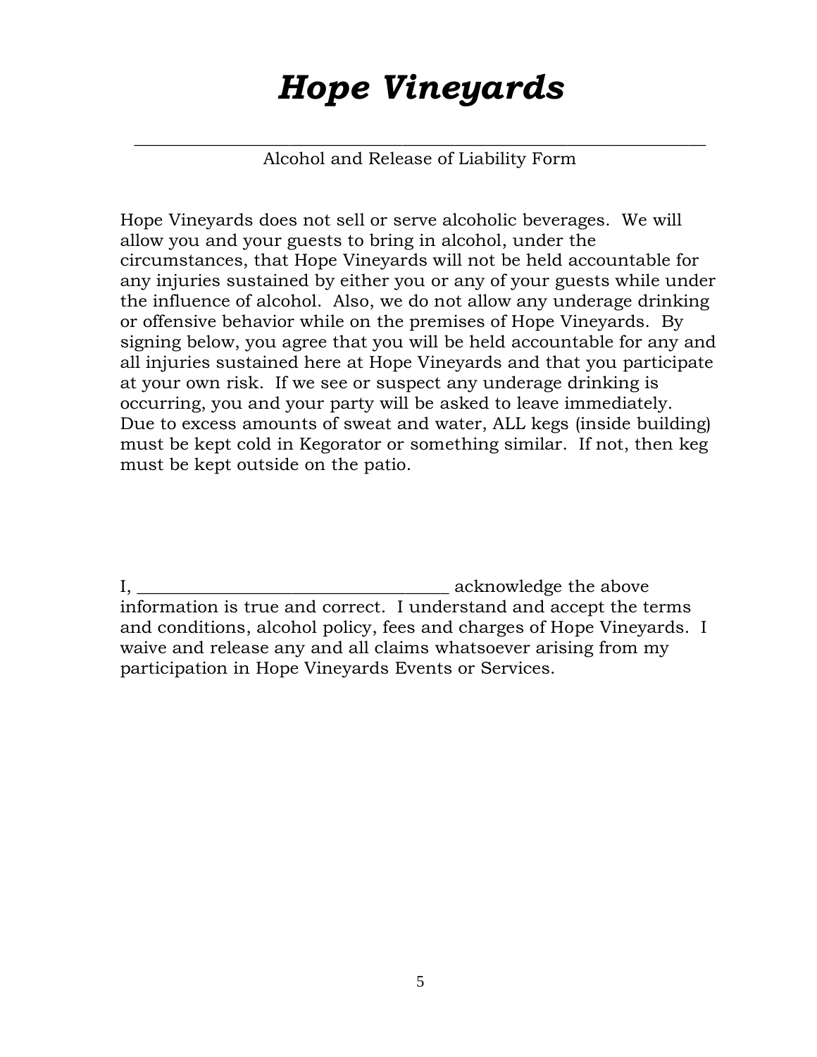# *Hope Vineyards*

---

Alcohol and Release of Liability Form

Hope Vineyards does not sell or serve alcoholic beverages. We will allow you and your guests to bring in alcohol, under the circumstances, that Hope Vineyards will not be held accountable for any injuries sustained by either you or any of your guests while under the influence of alcohol. Also, we do not allow any underage drinking or offensive behavior while on the premises of Hope Vineyards. By signing below, you agree that you will be held accountable for any and all injuries sustained here at Hope Vineyards and that you participate at your own risk. If we see or suspect any underage drinking is occurring, you and your party will be asked to leave immediately. Due to excess amounts of sweat and water, ALL kegs (inside building) must be kept cold in Kegorator or something similar. If not, then keg must be kept outside on the patio.

I, ___________________________________ acknowledge the above information is true and correct. I understand and accept the terms and conditions, alcohol policy, fees and charges of Hope Vineyards. I waive and release any and all claims whatsoever arising from my participation in Hope Vineyards Events or Services.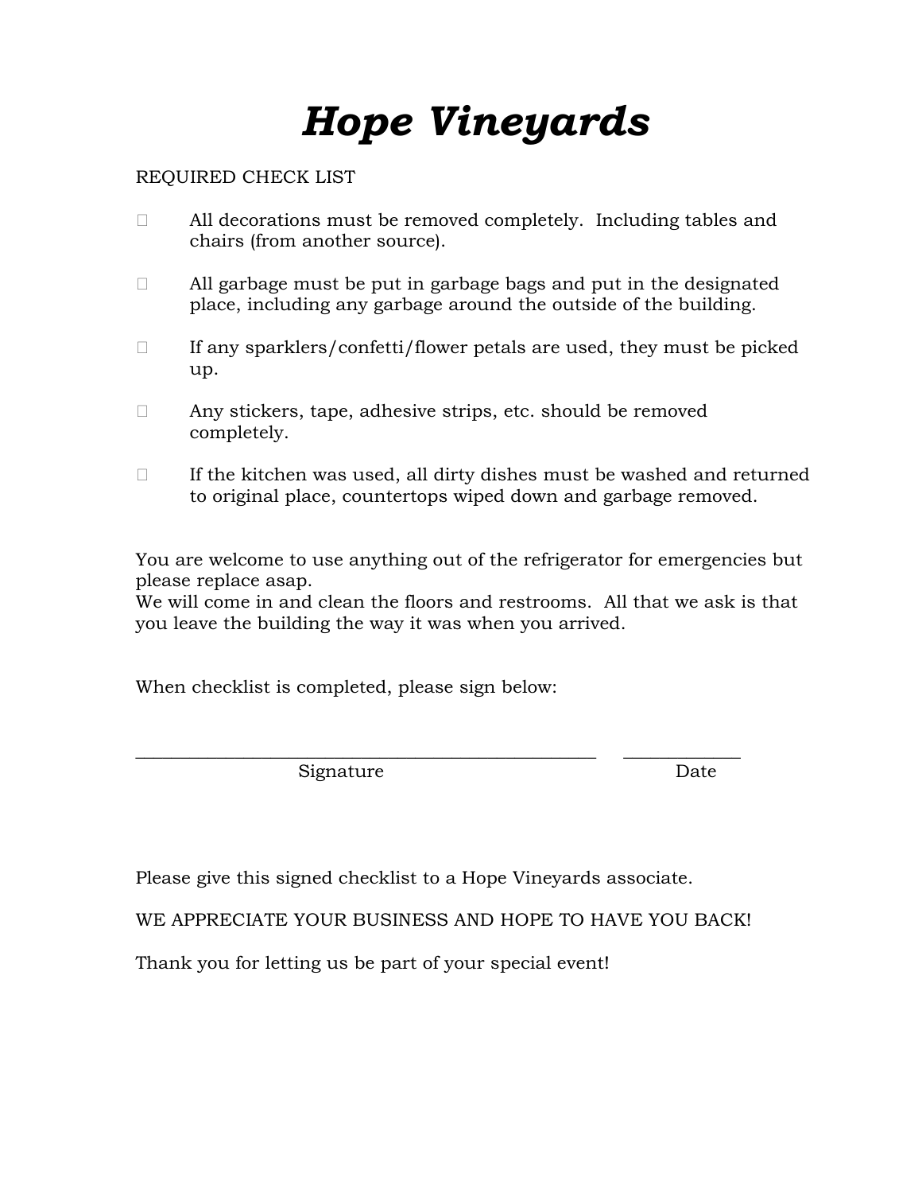# *Hope Vineyards*

REQUIRED CHECK LIST

- [ ] All decorations must be removed completely. Including tables and chairs (from another source).
- [ ] All garbage must be put in garbage bags and put in the designated place, including any garbage around the outside of the building.
- [ ] If any sparklers/confetti/flower petals are used, they must be picked up.
- [ ] Any stickers, tape, adhesive strips, etc. should be removed completely.
- [ ] If the kitchen was used, all dirty dishes must be washed and returned to original place, countertops wiped down and garbage removed.

You are welcome to use anything out of the refrigerator for emergencies but please replace asap.
We will come in and clean the floors and restrooms. All that we ask is that you leave the building the way it was when you arrived.

When checklist is completed, please sign below:

_______________________________________________ _____________

Signature Date

Please give this signed checklist to a Hope Vineyards associate.

WE APPRECIATE YOUR BUSINESS AND HOPE TO HAVE YOU BACK!

Thank you for letting us be part of your special event!